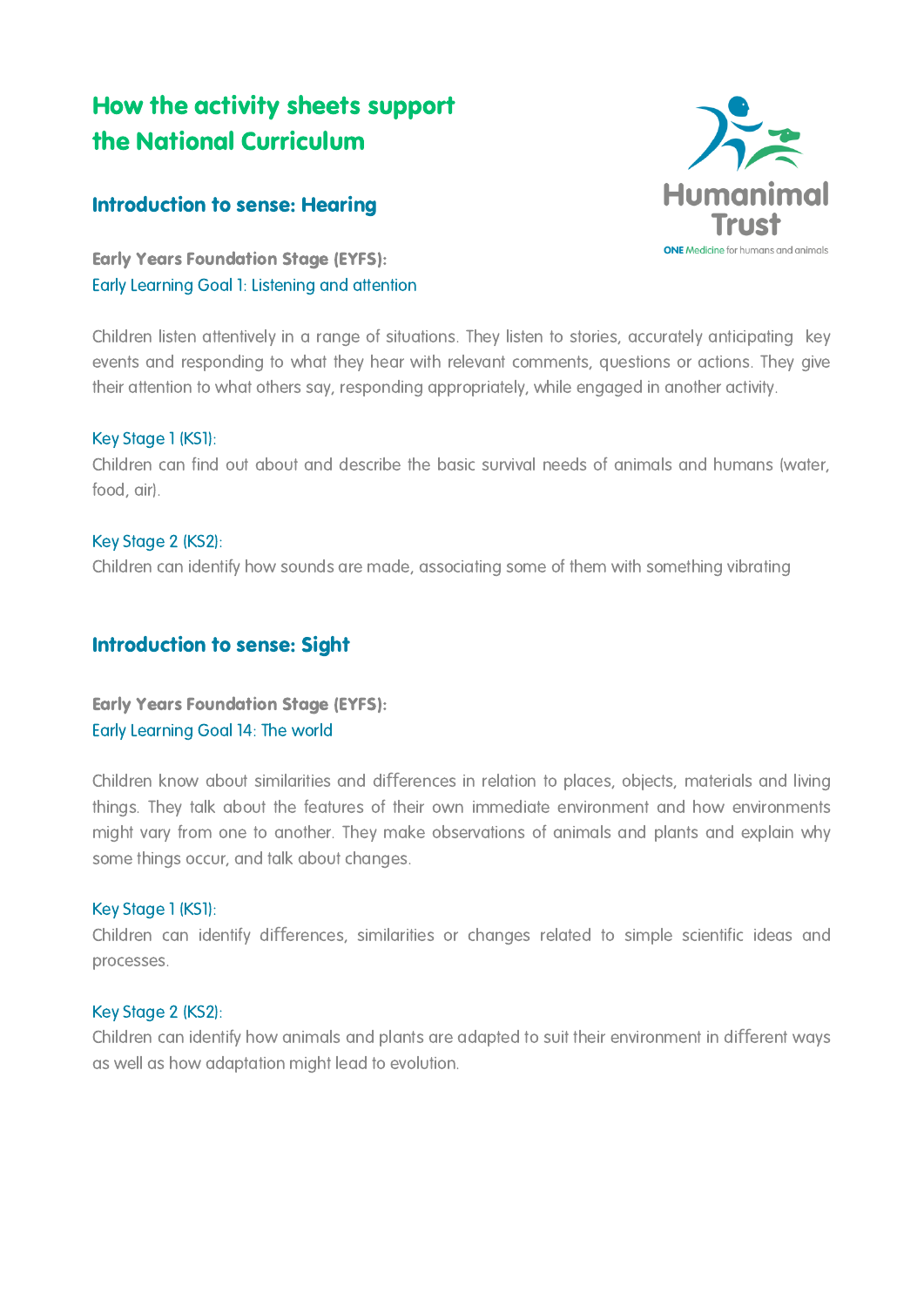# How the activity sheets support the National Curriculum

Humanimal Trust
ONE Medicine for humans and animals

## Introduction to sense: Hearing

**Early Years Foundation Stage (EYFS):**
Early Learning Goal 1: Listening and attention

Children listen attentively in a range of situations. They listen to stories, accurately anticipating key events and responding to what they hear with relevant comments, questions or actions. They give their attention to what others say, responding appropriately, while engaged in another activity.

Key Stage 1 (KS1):
Children can find out about and describe the basic survival needs of animals and humans (water, food, air).

Key Stage 2 (KS2):
Children can identify how sounds are made, associating some of them with something vibrating

## Introduction to sense: Sight

**Early Years Foundation Stage (EYFS):**
Early Learning Goal 14: The world

Children know about similarities and differences in relation to places, objects, materials and living things. They talk about the features of their own immediate environment and how environments might vary from one to another. They make observations of animals and plants and explain why some things occur, and talk about changes.

Key Stage 1 (KS1):
Children can identify differences, similarities or changes related to simple scientific ideas and processes.

Key Stage 2 (KS2):
Children can identify how animals and plants are adapted to suit their environment in different ways as well as how adaptation might lead to evolution.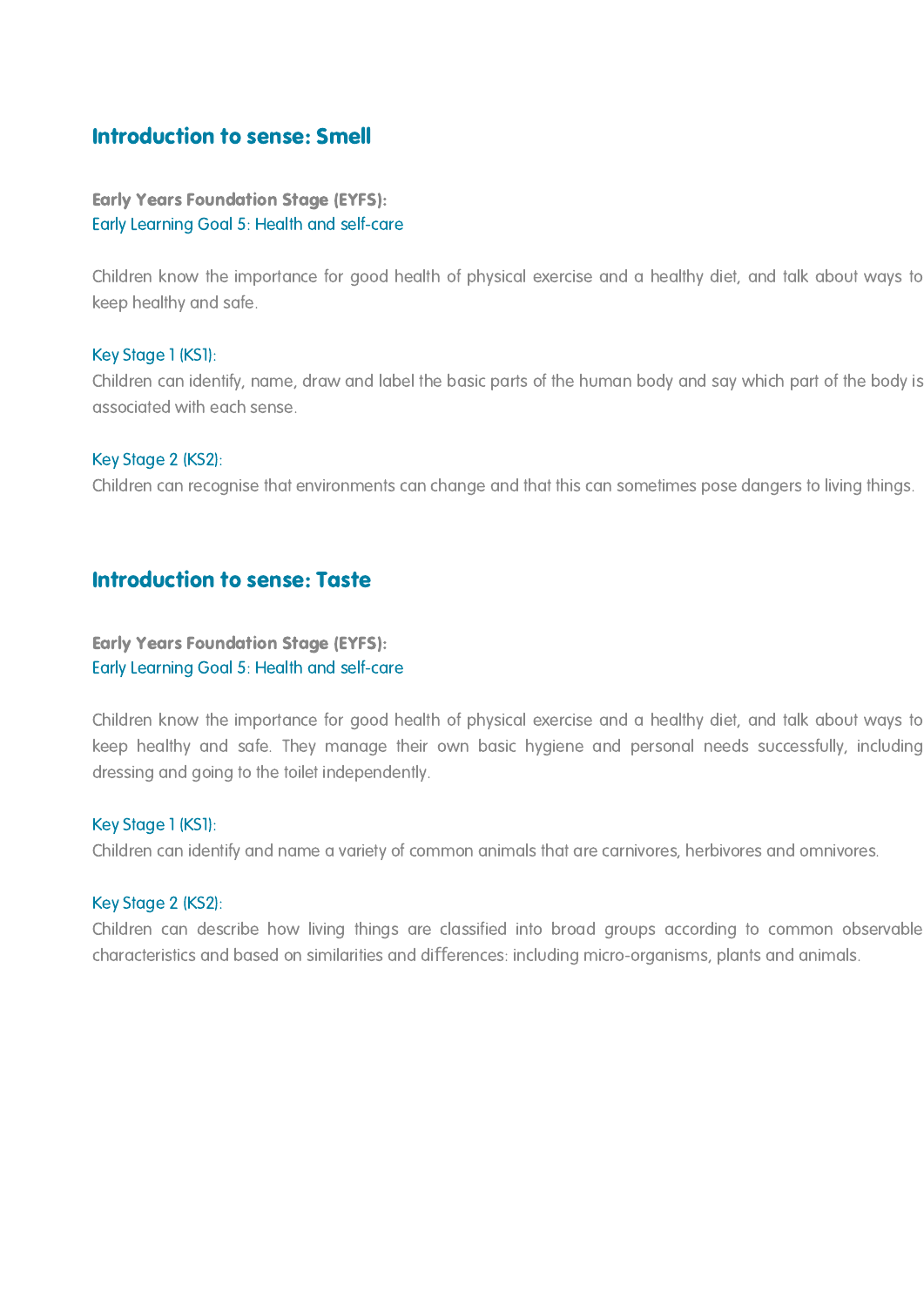## Introduction to sense: Smell

**Early Years Foundation Stage (EYFS):**
Early Learning Goal 5: Health and self-care

Children know the importance for good health of physical exercise and a healthy diet, and talk about ways to keep healthy and safe.

Key Stage 1 (KS1):
Children can identify, name, draw and label the basic parts of the human body and say which part of the body is associated with each sense.

Key Stage 2 (KS2):
Children can recognise that environments can change and that this can sometimes pose dangers to living things.

## Introduction to sense: Taste

**Early Years Foundation Stage (EYFS):**
Early Learning Goal 5: Health and self-care

Children know the importance for good health of physical exercise and a healthy diet, and talk about ways to keep healthy and safe. They manage their own basic hygiene and personal needs successfully, including dressing and going to the toilet independently.

Key Stage 1 (KS1):
Children can identify and name a variety of common animals that are carnivores, herbivores and omnivores.

Key Stage 2 (KS2):
Children can describe how living things are classified into broad groups according to common observable characteristics and based on similarities and differences: including micro-organisms, plants and animals.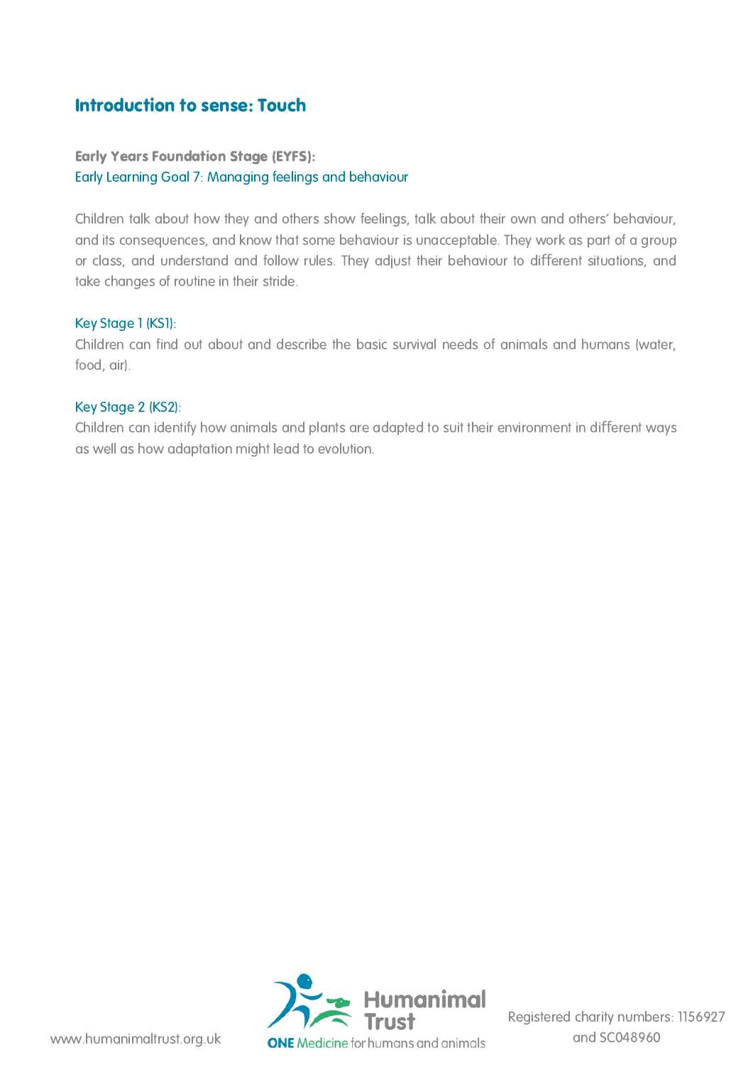## Introduction to sense: Touch

**Early Years Foundation Stage (EYFS):**
Early Learning Goal 7: Managing feelings and behaviour

Children talk about how they and others show feelings, talk about their own and others' behaviour, and its consequences, and know that some behaviour is unacceptable. They work as part of a group or class, and understand and follow rules. They adjust their behaviour to different situations, and take changes of routine in their stride.

Key Stage 1 (KS1):
Children can find out about and describe the basic survival needs of animals and humans (water, food, air).

Key Stage 2 (KS2):
Children can identify how animals and plants are adapted to suit their environment in different ways as well as how adaptation might lead to evolution.

www.humanimaltrust.org.uk

Humanimal Trust
ONE Medicine for humans and animals

Registered charity numbers: 1156927 and SC048960